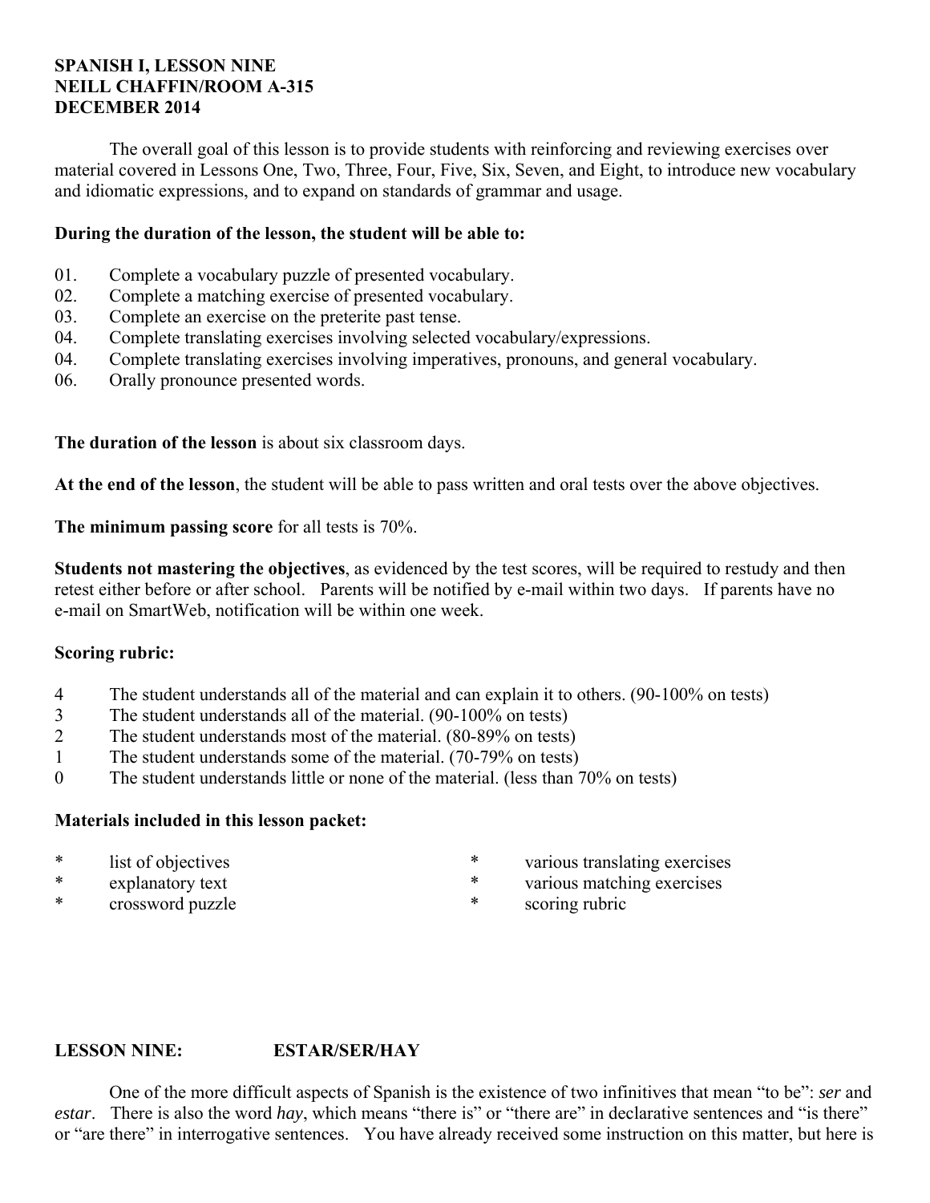**SPANISH I, LESSON NINE**
**NEILL CHAFFIN/ROOM A-315**
**DECEMBER 2014**

The overall goal of this lesson is to provide students with reinforcing and reviewing exercises over material covered in Lessons One, Two, Three, Four, Five, Six, Seven, and Eight, to introduce new vocabulary and idiomatic expressions, and to expand on standards of grammar and usage.

**During the duration of the lesson, the student will be able to:**

01. Complete a vocabulary puzzle of presented vocabulary.
02. Complete a matching exercise of presented vocabulary.
03. Complete an exercise on the preterite past tense.
04. Complete translating exercises involving selected vocabulary/expressions.
04. Complete translating exercises involving imperatives, pronouns, and general vocabulary.
06. Orally pronounce presented words.

**The duration of the lesson** is about six classroom days.

**At the end of the lesson**, the student will be able to pass written and oral tests over the above objectives.

**The minimum passing score** for all tests is 70%.

**Students not mastering the objectives**, as evidenced by the test scores, will be required to restudy and then retest either before or after school. Parents will be notified by e-mail within two days. If parents have no e-mail on SmartWeb, notification will be within one week.

**Scoring rubric:**

4 The student understands all of the material and can explain it to others. (90-100% on tests)
3 The student understands all of the material. (90-100% on tests)
2 The student understands most of the material. (80-89% on tests)
1 The student understands some of the material. (70-79% on tests)
0 The student understands little or none of the material. (less than 70% on tests)

**Materials included in this lesson packet:**

* list of objectives
* explanatory text
* crossword puzzle
* various translating exercises
* various matching exercises
* scoring rubric

**LESSON NINE: ESTAR/SER/HAY**

One of the more difficult aspects of Spanish is the existence of two infinitives that mean "to be": *ser* and *estar*. There is also the word *hay*, which means "there is" or "there are" in declarative sentences and "is there" or "are there" in interrogative sentences. You have already received some instruction on this matter, but here is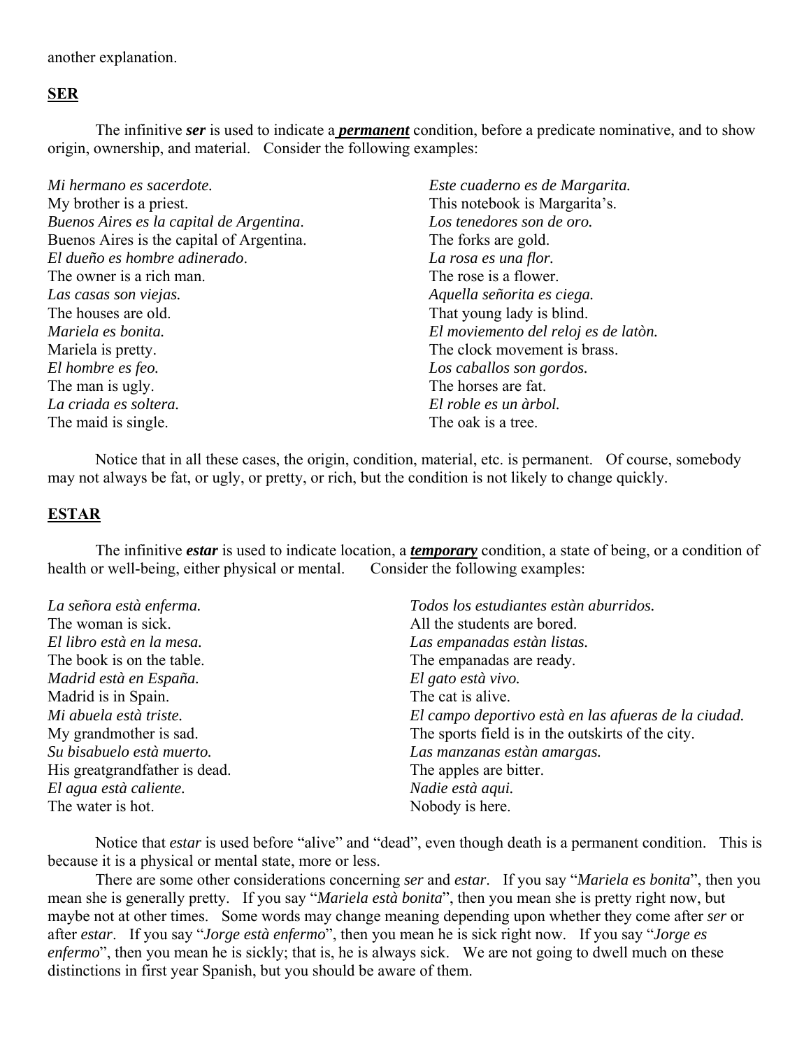another explanation.

## SER

The infinitive ***ser*** is used to indicate a ***permanent*** condition, before a predicate nominative, and to show origin, ownership, and material. Consider the following examples:

*Mi hermano es sacerdote.*
My brother is a priest.
*Buenos Aires es la capital de Argentina.*
Buenos Aires is the capital of Argentina.
*El dueño es hombre adinerado.*
The owner is a rich man.
*Las casas son viejas.*
The houses are old.
*Mariela es bonita.*
Mariela is pretty.
*El hombre es feo.*
The man is ugly.
*La criada es soltera.*
The maid is single.

*Este cuaderno es de Margarita.*
This notebook is Margarita's.
*Los tenedores son de oro.*
The forks are gold.
*La rosa es una flor.*
The rose is a flower.
*Aquella señorita es ciega.*
That young lady is blind.
*El moviemento del reloj es de latòn.*
The clock movement is brass.
*Los caballos son gordos.*
The horses are fat.
*El roble es un àrbol.*
The oak is a tree.

Notice that in all these cases, the origin, condition, material, etc. is permanent. Of course, somebody may not always be fat, or ugly, or pretty, or rich, but the condition is not likely to change quickly.

## ESTAR

The infinitive ***estar*** is used to indicate location, a ***temporary*** condition, a state of being, or a condition of health or well-being, either physical or mental. Consider the following examples:

*La señora està enferma.*
The woman is sick.
*El libro està en la mesa.*
The book is on the table.
*Madrid està en España.*
Madrid is in Spain.
*Mi abuela està triste.*
My grandmother is sad.
*Su bisabuelo està muerto.*
His greatgrandfather is dead.
*El agua està caliente.*
The water is hot.

*Todos los estudiantes estàn aburridos.*
All the students are bored.
*Las empanadas estàn listas.*
The empanadas are ready.
*El gato està vivo.*
The cat is alive.
*El campo deportivo està en las afueras de la ciudad.*
The sports field is in the outskirts of the city.
*Las manzanas estàn amargas.*
The apples are bitter.
*Nadie està aqui.*
Nobody is here.

Notice that *estar* is used before "alive" and "dead", even though death is a permanent condition. This is because it is a physical or mental state, more or less.

There are some other considerations concerning *ser* and *estar*. If you say "*Mariela es bonita*", then you mean she is generally pretty. If you say "*Mariela està bonita*", then you mean she is pretty right now, but maybe not at other times. Some words may change meaning depending upon whether they come after *ser* or after *estar*. If you say "*Jorge està enfermo*", then you mean he is sick right now. If you say "*Jorge es enfermo*", then you mean he is sickly; that is, he is always sick. We are not going to dwell much on these distinctions in first year Spanish, but you should be aware of them.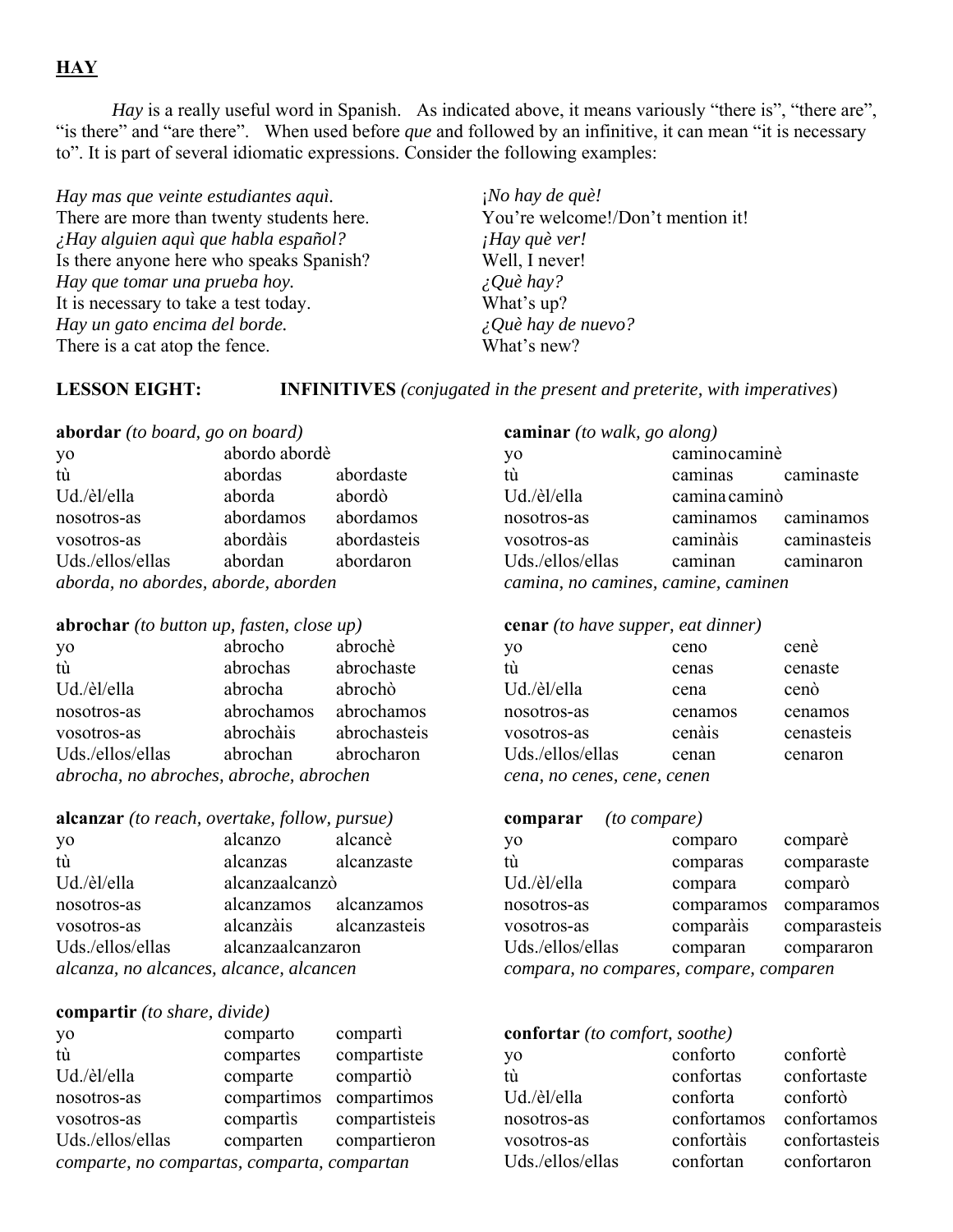## HAY

*Hay* is a really useful word in Spanish. As indicated above, it means variously "there is", "there are", "is there" and "are there". When used before *que* and followed by an infinitive, it can mean "it is necessary to". It is part of several idiomatic expressions. Consider the following examples:

*Hay mas que veinte estudiantes aquì.*
There are more than twenty students here.
*¿Hay alguien aquì que habla español?*
Is there anyone here who speaks Spanish?
*Hay que tomar una prueba hoy.*
It is necessary to take a test today.
*Hay un gato encima del borde.*
There is a cat atop the fence.

*¡No hay de què!*
You're welcome!/Don't mention it!
*¡Hay què ver!*
Well, I never!
*¿Què hay?*
What's up?
*¿Què hay de nuevo?*
What's new?

**LESSON EIGHT: INFINITIVES** *(conjugated in the present and preterite, with imperatives)*

**abordar** *(to board, go on board)*

| | | |
|---|---|---|
| yo | abordo | abordè |
| tù | abordas | abordaste |
| Ud./èl/ella | aborda | abordò |
| nosotros-as | abordamos | abordamos |
| vosotros-as | abordàis | abordasteis |
| Uds./ellos/ellas | abordan | abordaron |

*aborda, no abordes, aborde, aborden*

**abrochar** *(to button up, fasten, close up)*

| | | |
|---|---|---|
| yo | abrocho | abrochè |
| tù | abrochas | abrochaste |
| Ud./èl/ella | abrocha | abrochò |
| nosotros-as | abrochamos | abrochamos |
| vosotros-as | abrochàis | abrochasteis |
| Uds./ellos/ellas | abrochan | abrocharon |

*abrocha, no abroches, abroche, abrochen*

**alcanzar** *(to reach, overtake, follow, pursue)*

| | | |
|---|---|---|
| yo | alcanzo | alcancè |
| tù | alcanzas | alcanzaste |
| Ud./èl/ella | alcanza | alcanzò |
| nosotros-as | alcanzamos | alcanzamos |
| vosotros-as | alcanzàis | alcanzasteis |
| Uds./ellos/ellas | alcanzan | alcanzaron |

*alcanza, no alcances, alcance, alcancen*

**compartir** *(to share, divide)*

| | | |
|---|---|---|
| yo | comparto | compartì |
| tù | compartes | compartiste |
| Ud./èl/ella | comparte | compartiò |
| nosotros-as | compartimos | compartimos |
| vosotros-as | compartìs | compartisteis |
| Uds./ellos/ellas | comparten | compartieron |

*comparte, no compartas, comparta, compartan*

**caminar** *(to walk, go along)*

| | | |
|---|---|---|
| yo | camino | caminè |
| tù | caminas | caminaste |
| Ud./èl/ella | camina | caminò |
| nosotros-as | caminamos | caminamos |
| vosotros-as | caminàis | caminasteis |
| Uds./ellos/ellas | caminan | caminaron |

*camina, no camines, camine, caminen*

**cenar** *(to have supper, eat dinner)*

| | | |
|---|---|---|
| yo | ceno | cenè |
| tù | cenas | cenaste |
| Ud./èl/ella | cena | cenò |
| nosotros-as | cenamos | cenamos |
| vosotros-as | cenàis | cenasteis |
| Uds./ellos/ellas | cenan | cenaron |

*cena, no cenes, cene, cenen*

**comparar** *(to compare)*

| | | |
|---|---|---|
| yo | comparo | comparè |
| tù | comparas | comparaste |
| Ud./èl/ella | compara | comparò |
| nosotros-as | comparamos | comparamos |
| vosotros-as | comparàis | comparasteis |
| Uds./ellos/ellas | comparan | compararon |

*compara, no compares, compare, comparen*

**confortar** *(to comfort, soothe)*

| | | |
|---|---|---|
| yo | conforto | confortè |
| tù | confortas | confortaste |
| Ud./èl/ella | conforta | confortò |
| nosotros-as | confortamos | confortamos |
| vosotros-as | confortàis | confortasteis |
| Uds./ellos/ellas | confortan | confortaron |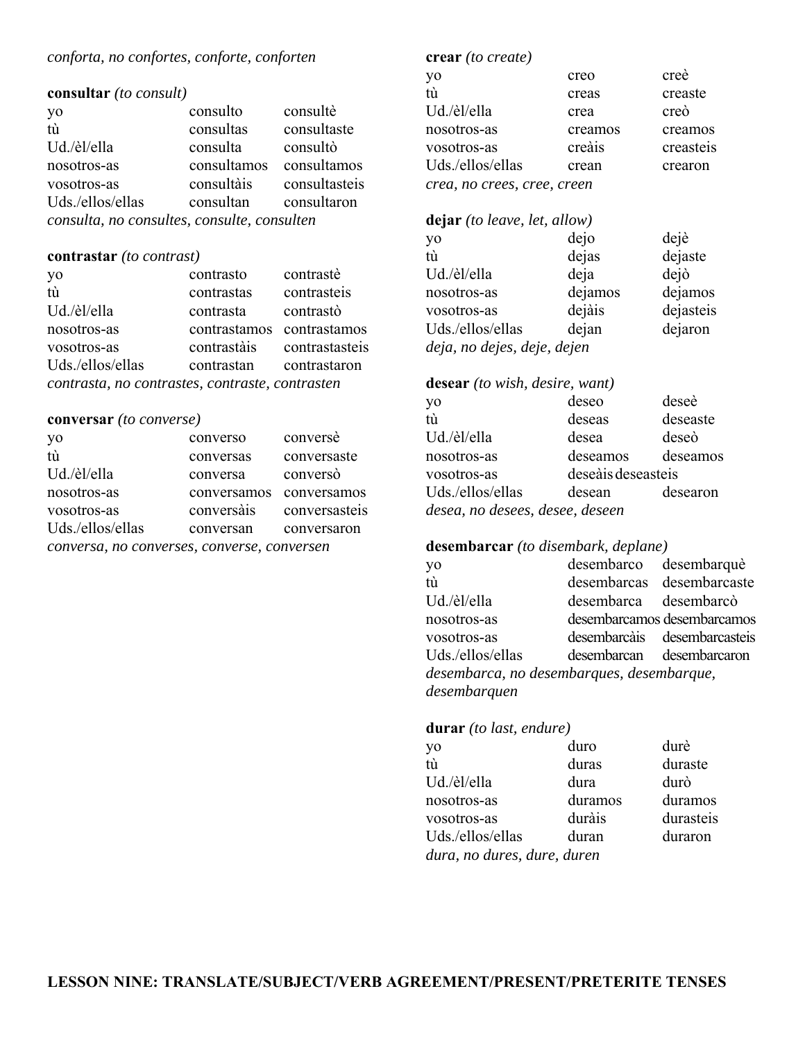*conforta, no confortes, conforte, conforten*

**consultar** *(to consult)*

| | | |
|---|---|---|
| yo | consulto | consultè |
| tù | consultas | consultaste |
| Ud./èl/ella | consulta | consultò |
| nosotros-as | consultamos | consultamos |
| vosotros-as | consultàis | consultasteis |
| Uds./ellos/ellas | consultan | consultaron |

*consulta, no consultes, consulte, consulten*

**contrastar** *(to contrast)*

| | | |
|---|---|---|
| yo | contrasto | contrastè |
| tù | contrastas | contrasteis |
| Ud./èl/ella | contrasta | contrastò |
| nosotros-as | contrastamos | contrastamos |
| vosotros-as | contrastàis | contrastasteis |
| Uds./ellos/ellas | contrastan | contrastaron |

*contrasta, no contrastes, contraste, contrasten*

**conversar** *(to converse)*

| | | |
|---|---|---|
| yo | converso | conversè |
| tù | conversas | conversaste |
| Ud./èl/ella | conversa | conversò |
| nosotros-as | conversamos | conversamos |
| vosotros-as | conversàis | conversasteis |
| Uds./ellos/ellas | conversan | conversaron |

*conversa, no converses, converse, conversen*

**crear** *(to create)*

| | | |
|---|---|---|
| yo | creo | creè |
| tù | creas | creaste |
| Ud./èl/ella | crea | creò |
| nosotros-as | creamos | creamos |
| vosotros-as | creàis | creasteis |
| Uds./ellos/ellas | crean | crearon |

*crea, no crees, cree, creen*

**dejar** *(to leave, let, allow)*

| | | |
|---|---|---|
| yo | dejo | dejè |
| tù | dejas | dejaste |
| Ud./èl/ella | deja | dejò |
| nosotros-as | dejamos | dejamos |
| vosotros-as | dejàis | dejasteis |
| Uds./ellos/ellas | dejan | dejaron |

*deja, no dejes, deje, dejen*

**desear** *(to wish, desire, want)*

| | | |
|---|---|---|
| yo | deseo | deseè |
| tù | deseas | deseaste |
| Ud./èl/ella | desea | deseò |
| nosotros-as | deseamos | deseamos |
| vosotros-as | deseàis | deseasteis |
| Uds./ellos/ellas | desean | desearon |

*desea, no desees, desee, deseen*

**desembarcar** *(to disembark, deplane)*

| | | |
|---|---|---|
| yo | desembarco | desembarquè |
| tù | desembarcas | desembarcaste |
| Ud./èl/ella | desembarca | desembarcò |
| nosotros-as | desembarcamos | desembarcamos |
| vosotros-as | desembarcàis | desembarcasteis |
| Uds./ellos/ellas | desembarcan | desembarcaron |

*desembarca, no desembarques, desembarque, desembarquen*

**durar** *(to last, endure)*

| | | |
|---|---|---|
| yo | duro | durè |
| tù | duras | duraste |
| Ud./èl/ella | dura | durò |
| nosotros-as | duramos | duramos |
| vosotros-as | duràis | durasteis |
| Uds./ellos/ellas | duran | duraron |

*dura, no dures, dure, duren*

**LESSON NINE: TRANSLATE/SUBJECT/VERB AGREEMENT/PRESENT/PRETERITE TENSES**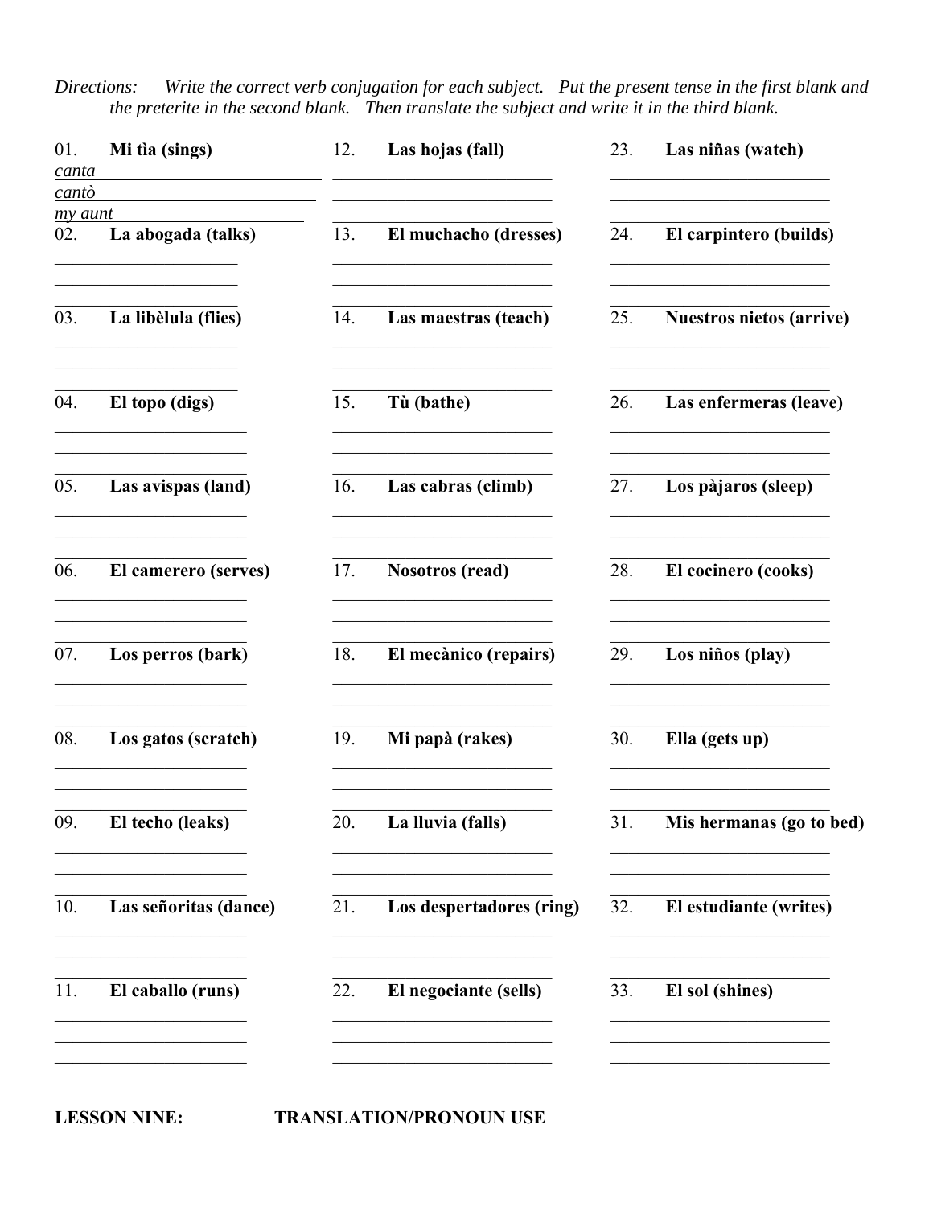*Directions: Write the correct verb conjugation for each subject. Put the present tense in the first blank and the preterite in the second blank. Then translate the subject and write it in the third blank.*

01. **Mi tìa (sings)**
*canta*
*cantò*
*my aunt*

02. **La abogada (talks)**

03. **La libèlula (flies)**

04. **El topo (digs)**

05. **Las avispas (land)**

06. **El camerero (serves)**

07. **Los perros (bark)**

08. **Los gatos (scratch)**

09. **El techo (leaks)**

10. **Las señoritas (dance)**

11. **El caballo (runs)**

12. **Las hojas (fall)**

13. **El muchacho (dresses)**

14. **Las maestras (teach)**

15. **Tù (bathe)**

16. **Las cabras (climb)**

17. **Nosotros (read)**

18. **El mecànico (repairs)**

19. **Mi papà (rakes)**

20. **La lluvia (falls)**

21. **Los despertadores (ring)**

22. **El negociante (sells)**

23. **Las niñas (watch)**

24. **El carpintero (builds)**

25. **Nuestros nietos (arrive)**

26. **Las enfermeras (leave)**

27. **Los pàjaros (sleep)**

28. **El cocinero (cooks)**

29. **Los niños (play)**

30. **Ella (gets up)**

31. **Mis hermanas (go to bed)**

32. **El estudiante (writes)**

33. **El sol (shines)**

**LESSON NINE: TRANSLATION/PRONOUN USE**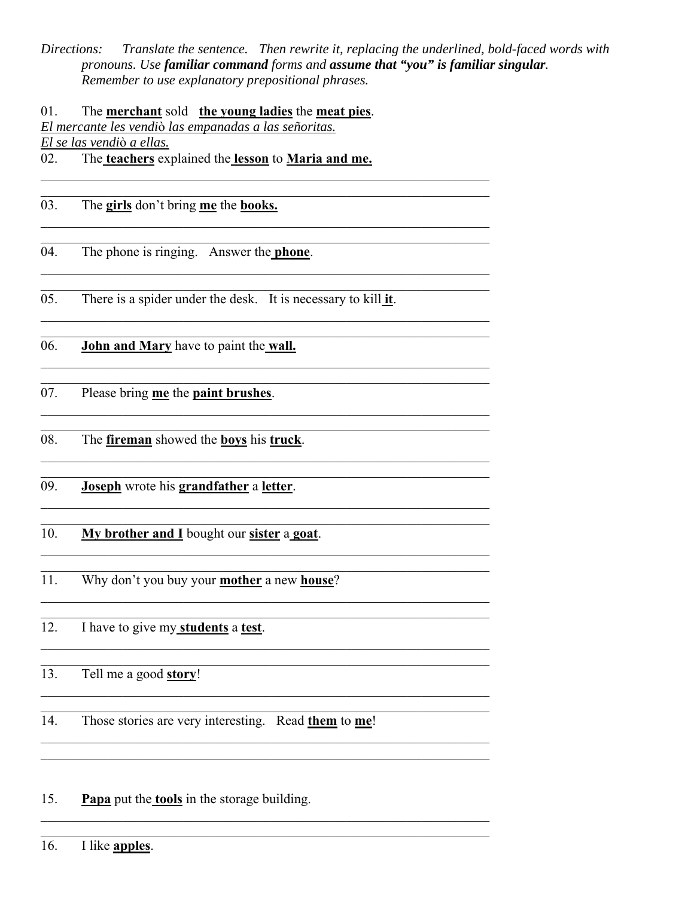*Directions: Translate the sentence. Then rewrite it, replacing the underlined, bold-faced words with pronouns. Use **familiar command** forms and **assume that "you" is familiar singular**. Remember to use explanatory prepositional phrases.*

01. The **merchant** sold **the young ladies** the **meat pies**.

*El mercante les vendiò las empanadas a las señoritas.*

*El se las vendiò a ellas.*

02. The **teachers** explained the **lesson** to **Maria and me.**

______________________________________________________________

______________________________________________________________

03. The **girls** don't bring **me** the **books.**

______________________________________________________________

______________________________________________________________

04. The phone is ringing. Answer the **phone**.

______________________________________________________________

______________________________________________________________

05. There is a spider under the desk. It is necessary to kill **it**.

______________________________________________________________

______________________________________________________________

06. **John and Mary** have to paint the **wall.**

______________________________________________________________

______________________________________________________________

07. Please bring **me** the **paint brushes**.

______________________________________________________________

______________________________________________________________

08. The **fireman** showed the **boys** his **truck**.

______________________________________________________________

______________________________________________________________

09. **Joseph** wrote his **grandfather** a **letter**.

______________________________________________________________

______________________________________________________________

10. **My brother and I** bought our **sister** a **goat**.

______________________________________________________________

______________________________________________________________

11. Why don't you buy your **mother** a new **house**?

______________________________________________________________

______________________________________________________________

12. I have to give my **students** a **test**.

______________________________________________________________

______________________________________________________________

13. Tell me a good **story**!

______________________________________________________________

______________________________________________________________

14. Those stories are very interesting. Read **them** to **me**!

______________________________________________________________

______________________________________________________________

15. **Papa** put the **tools** in the storage building.

______________________________________________________________

______________________________________________________________

16. I like **apples**.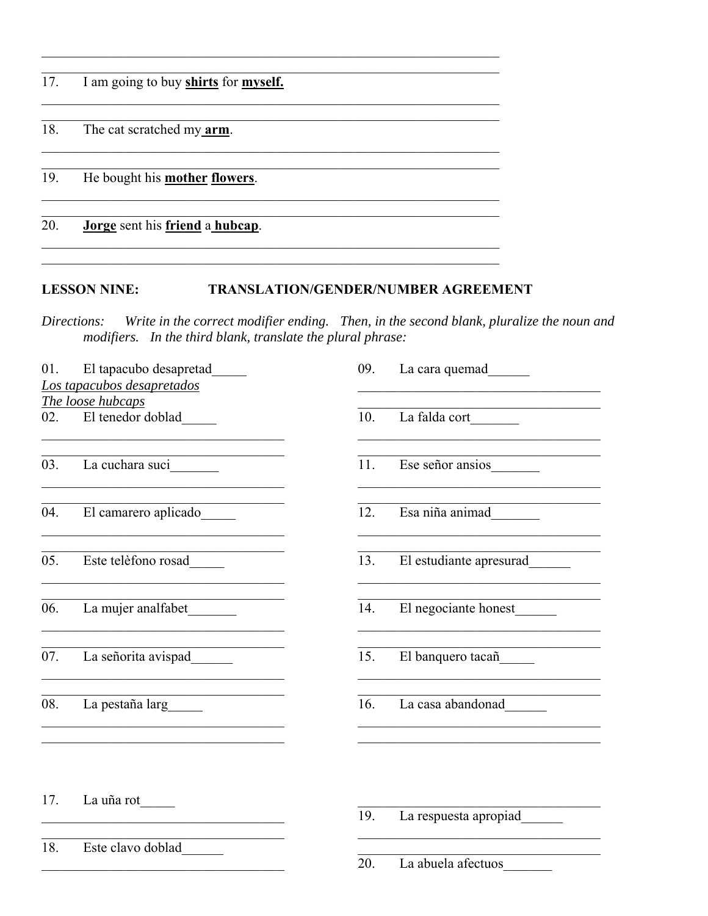17. I am going to buy **<u>shirts</u>** for **<u>myself.</u>**

18. The cat scratched my **<u>arm</u>**.

19. He bought his **<u>mother</u>** **<u>flowers</u>**.

20. **<u>Jorge</u>** sent his **<u>friend</u>** a **<u>hubcap</u>**.

## LESSON NINE: TRANSLATION/GENDER/NUMBER AGREEMENT

*Directions: Write in the correct modifier ending. Then, in the second blank, pluralize the noun and modifiers. In the third blank, translate the plural phrase:*

01. El tapacubo desapretad_____
    *<u>Los tapacubos desapretados</u>*
    *<u>The loose hubcaps</u>*
02. El tenedor doblad_____
03. La cuchara suci_______
04. El camarero aplicado_____
05. Este telèfono rosad_____
06. La mujer analfabet_______
07. La señorita avispad______
08. La pestaña larg_____
09. La cara quemad______
10. La falda cort_______
11. Ese señor ansios_______
12. Esa niña animad_______
13. El estudiante apresurad______
14. El negociante honest______
15. El banquero tacañ_____
16. La casa abandonad______
17. La uña rot_____
18. Este clavo doblad______
19. La respuesta apropiad______
20. La abuela afectuos_______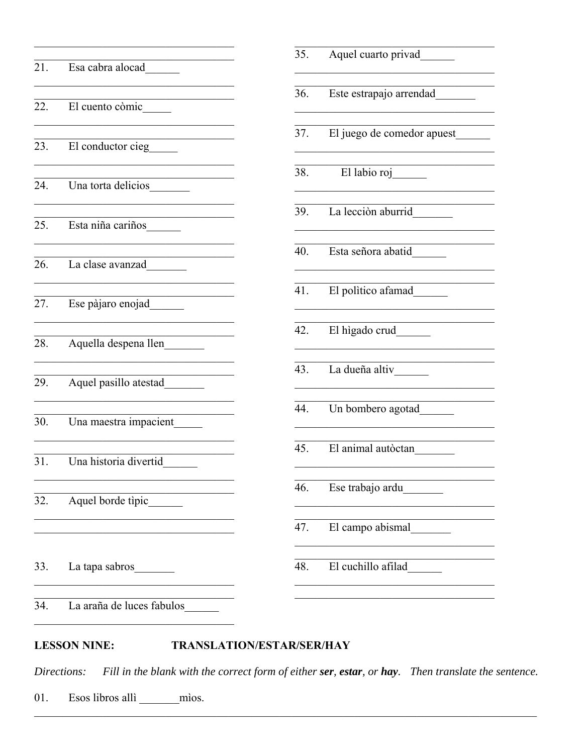21. Esa cabra alocad______

22. El cuento còmic_____

23. El conductor cieg_____

24. Una torta delicios_______

25. Esta niña cariños______

26. La clase avanzad_______

27. Ese pàjaro enojad______

28. Aquella despena llen_______

29. Aquel pasillo atestad_______

30. Una maestra impacient_____

31. Una historia divertid______

32. Aquel borde tìpic______

33. La tapa sabros_______

34. La araña de luces fabulos______

35. Aquel cuarto privad______

36. Este estrapajo arrendad_______

37. El juego de comedor apuest______

38. El labio roj______

39. La lecciòn aburrid_______

40. Esta señora abatid______

41. El polìtico afamad______

42. El hìgado crud______

43. La dueña altiv______

44. Un bombero agotad______

45. El animal autòctan_______

46. Ese trabajo ardu_______

47. El campo abismal_______

48. El cuchillo afilad______

**LESSON NINE: TRANSLATION/ESTAR/SER/HAY**

*Directions: Fill in the blank with the correct form of either **ser**, **estar**, or **hay**. Then translate the sentence.*

01. Esos libros allì _______mìos.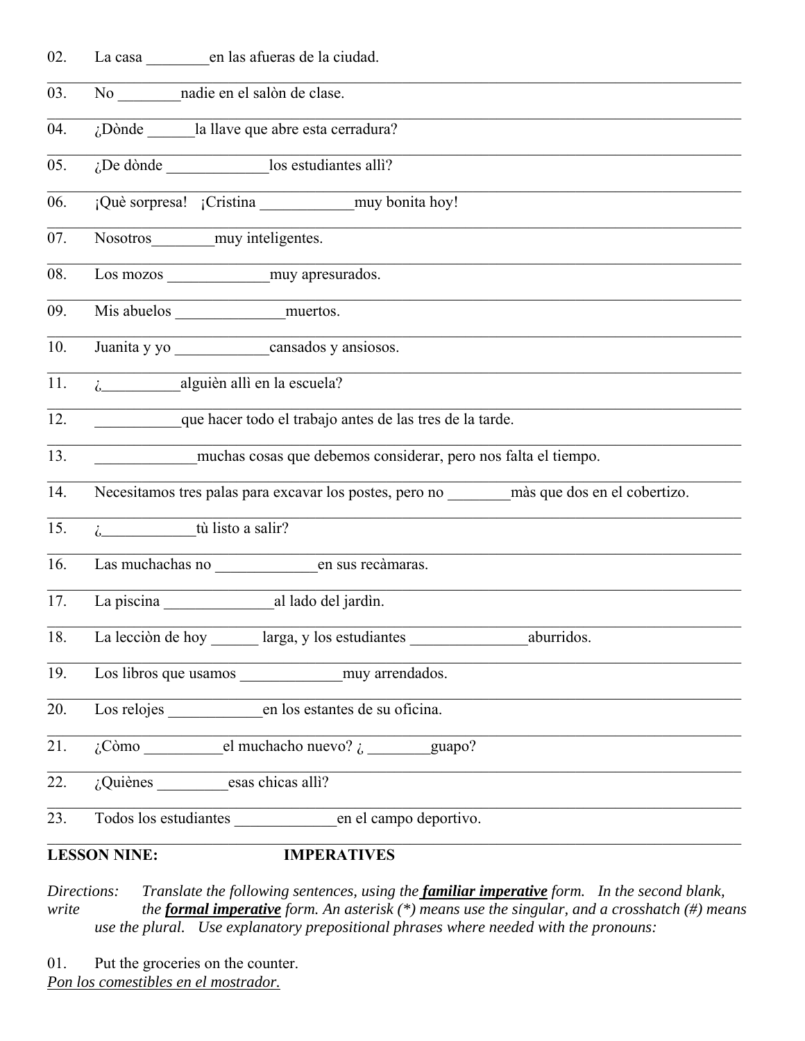02. La casa ________en las afueras de la ciudad.

03. No ________nadie en el salòn de clase.

04. ¿Dònde ______la llave que abre esta cerradura?

05. ¿De dònde _____________los estudiantes allì?

06. ¡Què sorpresa! ¡Cristina ____________muy bonita hoy!

07. Nosotros________muy inteligentes.

08. Los mozos _____________muy apresurados.

09. Mis abuelos ______________muertos.

10. Juanita y yo ____________cansados y ansiosos.

11. ¿__________alguièn allì en la escuela?

12. ___________que hacer todo el trabajo antes de las tres de la tarde.

13. _____________muchas cosas que debemos considerar, pero nos falta el tiempo.

14. Necesitamos tres palas para excavar los postes, pero no ________màs que dos en el cobertizo.

15. ¿____________tù listo a salir?

16. Las muchachas no _____________en sus recàmaras.

17. La piscina ______________al lado del jardìn.

18. La lecciòn de hoy ______ larga, y los estudiantes _______________aburridos.

19. Los libros que usamos _____________muy arrendados.

20. Los relojes ____________en los estantes de su oficina.

21. ¿Còmo __________el muchacho nuevo? ¿ ________guapo?

22. ¿Quiènes _________esas chicas allì?

23. Todos los estudiantes _____________en el campo deportivo.

**LESSON NINE: IMPERATIVES**

*Directions: Translate the following sentences, using the **familiar imperative** form. In the second blank, write the **formal imperative** form. An asterisk (*) means use the singular, and a crosshatch (#) means use the plural. Use explanatory prepositional phrases where needed with the pronouns:*

01. Put the groceries on the counter.
<u>*Pon los comestibles en el mostrador.*</u>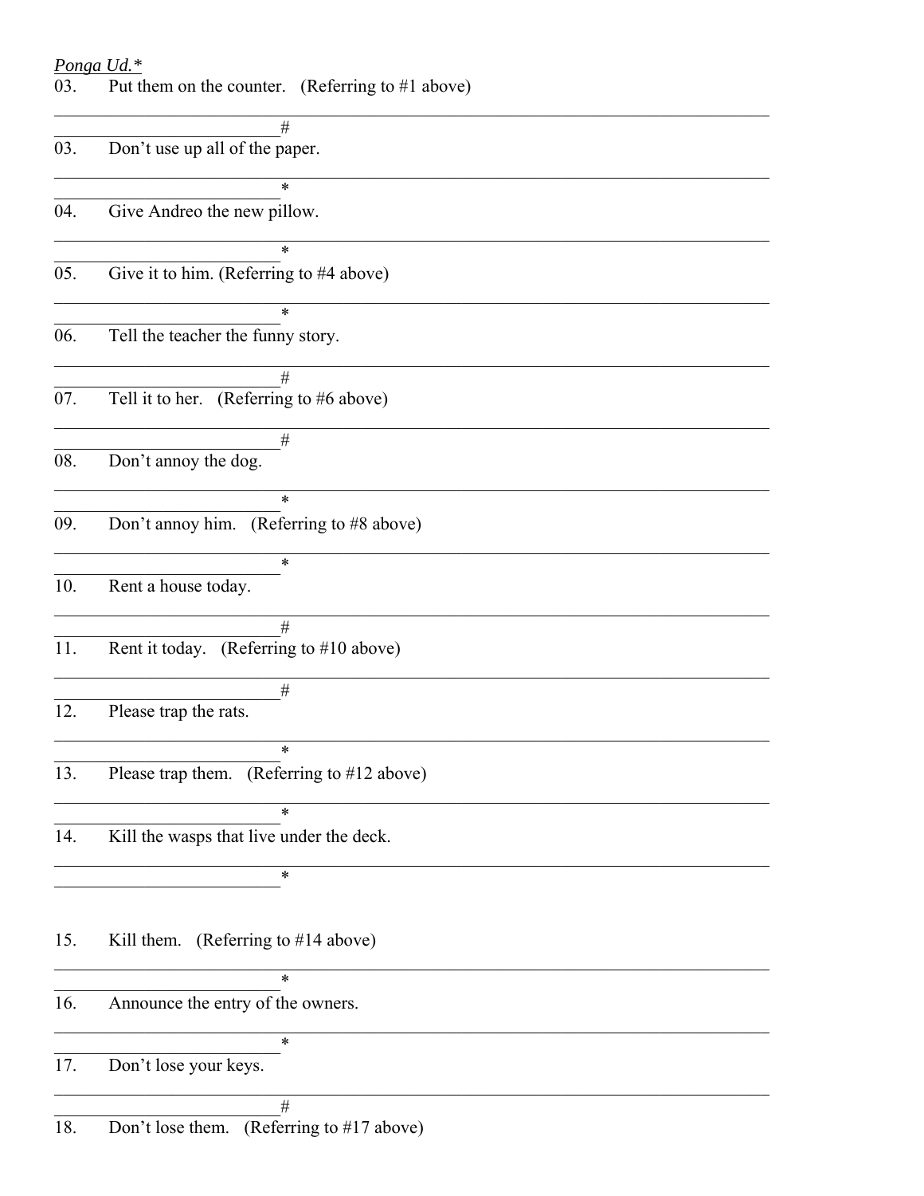*Ponga Ud.**

03. Put them on the counter. (Referring to #1 above)

______________________________________________________________________

_________________________#

03. Don't use up all of the paper.

______________________________________________________________________

_________________________*

04. Give Andreo the new pillow.

______________________________________________________________________

_________________________*

05. Give it to him. (Referring to #4 above)

______________________________________________________________________

_________________________*

06. Tell the teacher the funny story.

______________________________________________________________________

_________________________#

07. Tell it to her. (Referring to #6 above)

______________________________________________________________________

_________________________#

08. Don't annoy the dog.

______________________________________________________________________

_________________________*

09. Don't annoy him. (Referring to #8 above)

______________________________________________________________________

_________________________*

10. Rent a house today.

______________________________________________________________________

_________________________#

11. Rent it today. (Referring to #10 above)

______________________________________________________________________

_________________________#

12. Please trap the rats.

______________________________________________________________________

_________________________*

13. Please trap them. (Referring to #12 above)

______________________________________________________________________

_________________________*

14. Kill the wasps that live under the deck.

______________________________________________________________________

_________________________*

15. Kill them. (Referring to #14 above)

______________________________________________________________________

_________________________*

16. Announce the entry of the owners.

______________________________________________________________________

_________________________*

17. Don't lose your keys.

______________________________________________________________________

_________________________#

18. Don't lose them. (Referring to #17 above)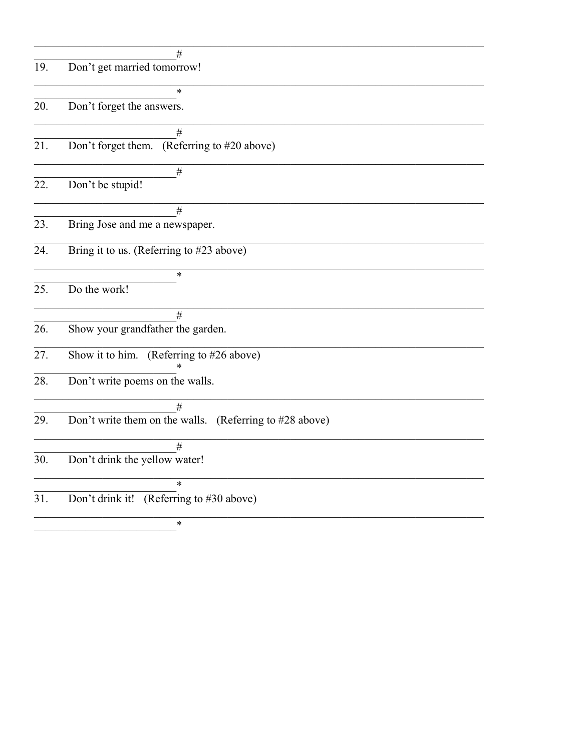\#

19. Don't get married tomorrow!

\*

20. Don't forget the answers.

\#

21. Don't forget them. (Referring to #20 above)

\#

22. Don't be stupid!

\#

23. Bring Jose and me a newspaper.

24. Bring it to us. (Referring to #23 above)

\*

25. Do the work!

\#

26. Show your grandfather the garden.

27. Show it to him. (Referring to #26 above)

\*

28. Don't write poems on the walls.

\#

29. Don't write them on the walls. (Referring to #28 above)

\#

30. Don't drink the yellow water!

\*

31. Don't drink it! (Referring to #30 above)

\*